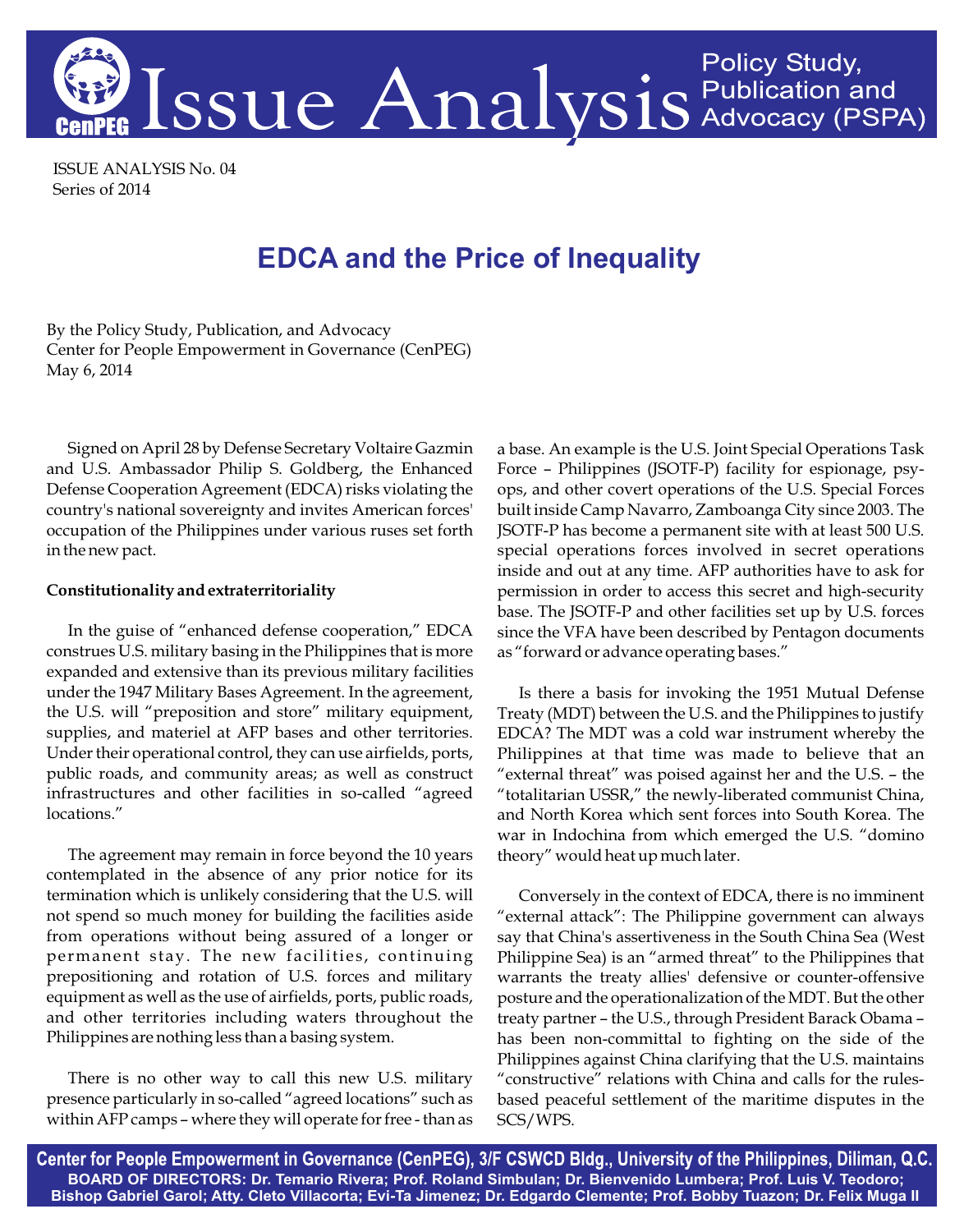ISSUE ANALYSIS No. 04
Series of 2014

# EDCA and the Price of Inequality

By the Policy Study, Publication, and Advocacy
Center for People Empowerment in Governance (CenPEG)
May 6, 2014

Signed on April 28 by Defense Secretary Voltaire Gazmin and U.S. Ambassador Philip S. Goldberg, the Enhanced Defense Cooperation Agreement (EDCA) risks violating the country's national sovereignty and invites American forces' occupation of the Philippines under various ruses set forth in the new pact.

**Constitutionality and extraterritoriality**

In the guise of "enhanced defense cooperation," EDCA construes U.S. military basing in the Philippines that is more expanded and extensive than its previous military facilities under the 1947 Military Bases Agreement. In the agreement, the U.S. will "preposition and store" military equipment, supplies, and materiel at AFP bases and other territories. Under their operational control, they can use airfields, ports, public roads, and community areas; as well as construct infrastructures and other facilities in so-called "agreed locations."

The agreement may remain in force beyond the 10 years contemplated in the absence of any prior notice for its termination which is unlikely considering that the U.S. will not spend so much money for building the facilities aside from operations without being assured of a longer or permanent stay. The new facilities, continuing prepositioning and rotation of U.S. forces and military equipment as well as the use of airfields, ports, public roads, and other territories including waters throughout the Philippines are nothing less than a basing system.

There is no other way to call this new U.S. military presence particularly in so-called "agreed locations" such as within AFP camps – where they will operate for free - than as a base. An example is the U.S. Joint Special Operations Task Force – Philippines (JSOTF-P) facility for espionage, psy-ops, and other covert operations of the U.S. Special Forces built inside Camp Navarro, Zamboanga City since 2003. The JSOTF-P has become a permanent site with at least 500 U.S. special operations forces involved in secret operations inside and out at any time. AFP authorities have to ask for permission in order to access this secret and high-security base. The JSOTF-P and other facilities set up by U.S. forces since the VFA have been described by Pentagon documents as "forward or advance operating bases."

Is there a basis for invoking the 1951 Mutual Defense Treaty (MDT) between the U.S. and the Philippines to justify EDCA? The MDT was a cold war instrument whereby the Philippines at that time was made to believe that an "external threat" was poised against her and the U.S. – the "totalitarian USSR," the newly-liberated communist China, and North Korea which sent forces into South Korea. The war in Indochina from which emerged the U.S. "domino theory" would heat up much later.

Conversely in the context of EDCA, there is no imminent "external attack": The Philippine government can always say that China's assertiveness in the South China Sea (West Philippine Sea) is an "armed threat" to the Philippines that warrants the treaty allies' defensive or counter-offensive posture and the operationalization of the MDT. But the other treaty partner – the U.S., through President Barack Obama – has been non-committal to fighting on the side of the Philippines against China clarifying that the U.S. maintains "constructive" relations with China and calls for the rules-based peaceful settlement of the maritime disputes in the SCS/WPS.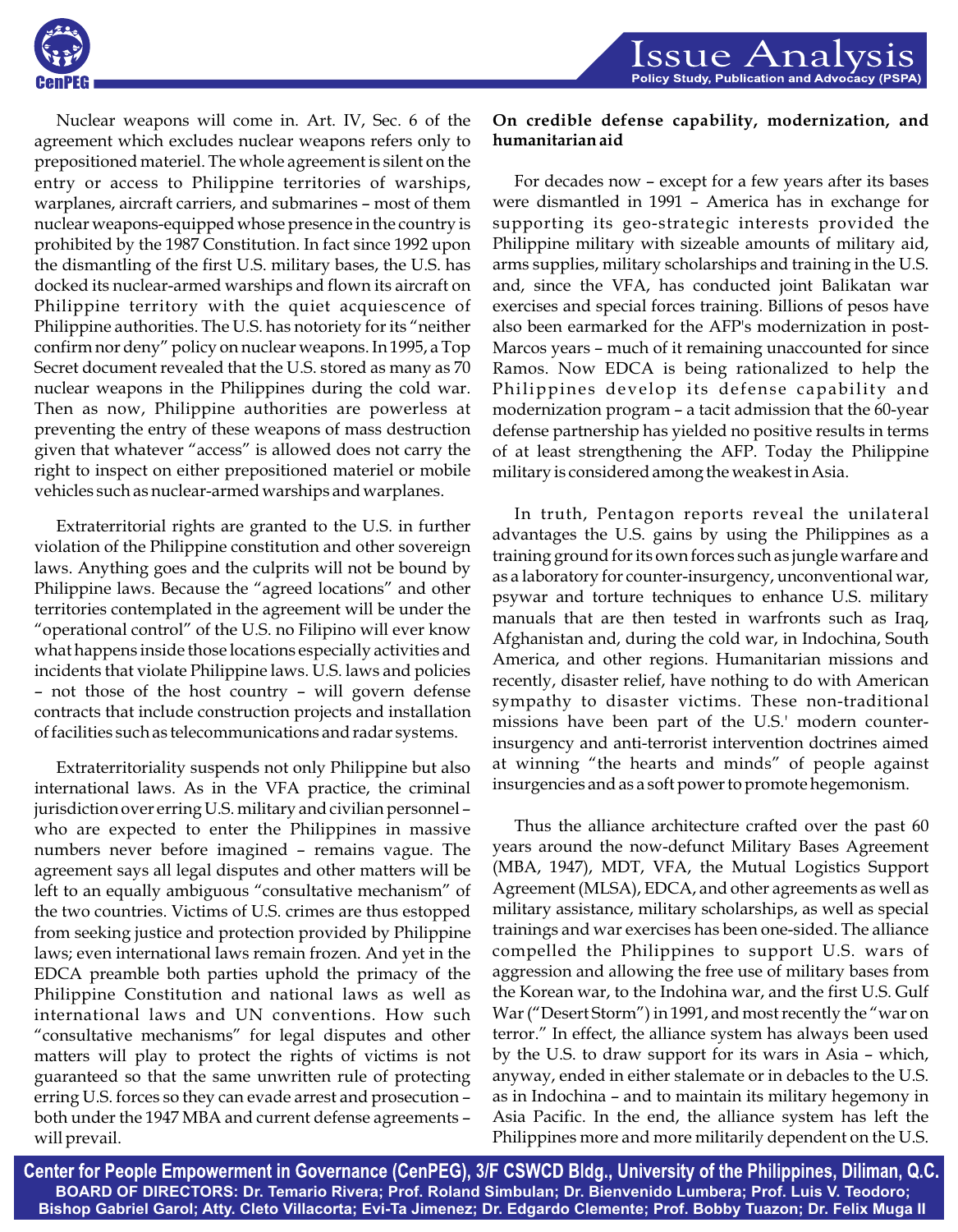Nuclear weapons will come in. Art. IV, Sec. 6 of the agreement which excludes nuclear weapons refers only to prepositioned materiel. The whole agreement is silent on the entry or access to Philippine territories of warships, warplanes, aircraft carriers, and submarines – most of them nuclear weapons-equipped whose presence in the country is prohibited by the 1987 Constitution. In fact since 1992 upon the dismantling of the first U.S. military bases, the U.S. has docked its nuclear-armed warships and flown its aircraft on Philippine territory with the quiet acquiescence of Philippine authorities. The U.S. has notoriety for its "neither confirm nor deny" policy on nuclear weapons. In 1995, a Top Secret document revealed that the U.S. stored as many as 70 nuclear weapons in the Philippines during the cold war. Then as now, Philippine authorities are powerless at preventing the entry of these weapons of mass destruction given that whatever "access" is allowed does not carry the right to inspect on either prepositioned materiel or mobile vehicles such as nuclear-armed warships and warplanes.

Extraterritorial rights are granted to the U.S. in further violation of the Philippine constitution and other sovereign laws. Anything goes and the culprits will not be bound by Philippine laws. Because the "agreed locations" and other territories contemplated in the agreement will be under the "operational control" of the U.S. no Filipino will ever know what happens inside those locations especially activities and incidents that violate Philippine laws. U.S. laws and policies – not those of the host country – will govern defense contracts that include construction projects and installation of facilities such as telecommunications and radar systems.

Extraterritoriality suspends not only Philippine but also international laws. As in the VFA practice, the criminal jurisdiction over erring U.S. military and civilian personnel – who are expected to enter the Philippines in massive numbers never before imagined – remains vague. The agreement says all legal disputes and other matters will be left to an equally ambiguous "consultative mechanism" of the two countries. Victims of U.S. crimes are thus estopped from seeking justice and protection provided by Philippine laws; even international laws remain frozen. And yet in the EDCA preamble both parties uphold the primacy of the Philippine Constitution and national laws as well as international laws and UN conventions. How such "consultative mechanisms" for legal disputes and other matters will play to protect the rights of victims is not guaranteed so that the same unwritten rule of protecting erring U.S. forces so they can evade arrest and prosecution – both under the 1947 MBA and current defense agreements – will prevail.

**On credible defense capability, modernization, and humanitarian aid**

For decades now – except for a few years after its bases were dismantled in 1991 – America has in exchange for supporting its geo-strategic interests provided the Philippine military with sizeable amounts of military aid, arms supplies, military scholarships and training in the U.S. and, since the VFA, has conducted joint Balikatan war exercises and special forces training. Billions of pesos have also been earmarked for the AFP's modernization in post-Marcos years – much of it remaining unaccounted for since Ramos. Now EDCA is being rationalized to help the Philippines develop its defense capability and modernization program – a tacit admission that the 60-year defense partnership has yielded no positive results in terms of at least strengthening the AFP. Today the Philippine military is considered among the weakest in Asia.

In truth, Pentagon reports reveal the unilateral advantages the U.S. gains by using the Philippines as a training ground for its own forces such as jungle warfare and as a laboratory for counter-insurgency, unconventional war, psywar and torture techniques to enhance U.S. military manuals that are then tested in warfronts such as Iraq, Afghanistan and, during the cold war, in Indochina, South America, and other regions. Humanitarian missions and recently, disaster relief, have nothing to do with American sympathy to disaster victims. These non-traditional missions have been part of the U.S.' modern counter-insurgency and anti-terrorist intervention doctrines aimed at winning "the hearts and minds" of people against insurgencies and as a soft power to promote hegemonism.

Thus the alliance architecture crafted over the past 60 years around the now-defunct Military Bases Agreement (MBA, 1947), MDT, VFA, the Mutual Logistics Support Agreement (MLSA), EDCA, and other agreements as well as military assistance, military scholarships, as well as special trainings and war exercises has been one-sided. The alliance compelled the Philippines to support U.S. wars of aggression and allowing the free use of military bases from the Korean war, to the Indohina war, and the first U.S. Gulf War ("Desert Storm") in 1991, and most recently the "war on terror." In effect, the alliance system has always been used by the U.S. to draw support for its wars in Asia – which, anyway, ended in either stalemate or in debacles to the U.S. as in Indochina – and to maintain its military hegemony in Asia Pacific. In the end, the alliance system has left the Philippines more and more militarily dependent on the U.S.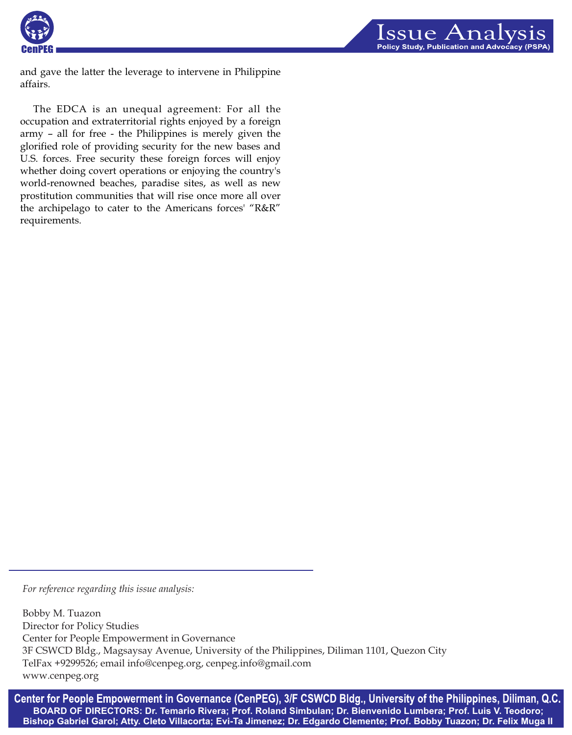and gave the latter the leverage to intervene in Philippine affairs.

The EDCA is an unequal agreement: For all the occupation and extraterritorial rights enjoyed by a foreign army – all for free - the Philippines is merely given the glorified role of providing security for the new bases and U.S. forces. Free security these foreign forces will enjoy whether doing covert operations or enjoying the country's world-renowned beaches, paradise sites, as well as new prostitution communities that will rise once more all over the archipelago to cater to the Americans forces' "R&R" requirements.

---

*For reference regarding this issue analysis:*

Bobby M. Tuazon
Director for Policy Studies
Center for People Empowerment in Governance
3F CSWCD Bldg., Magsaysay Avenue, University of the Philippines, Diliman 1101, Quezon City
TelFax +9299526; email info@cenpeg.org, cenpeg.info@gmail.com
www.cenpeg.org